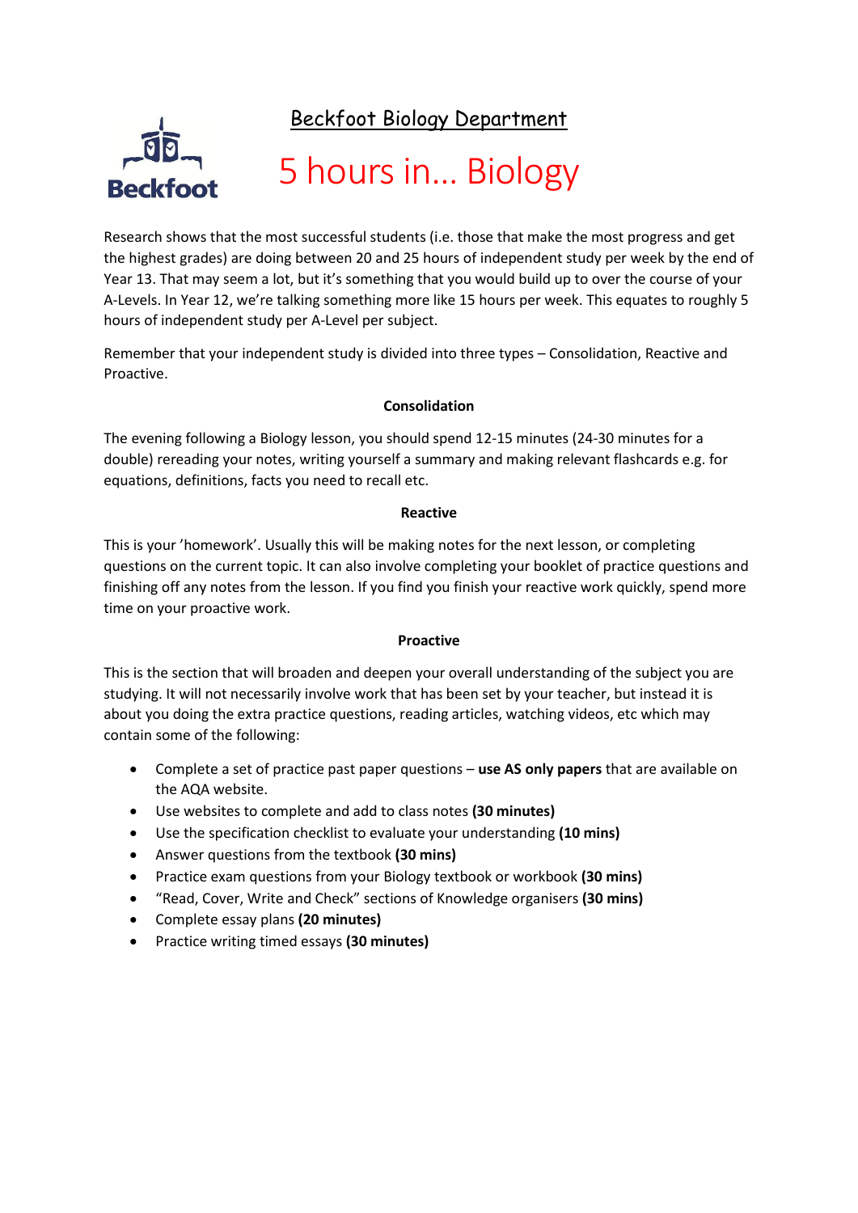Beckfoot

Beckfoot Biology Department

# 5 hours in… Biology

Research shows that the most successful students (i.e. those that make the most progress and get the highest grades) are doing between 20 and 25 hours of independent study per week by the end of Year 13. That may seem a lot, but it's something that you would build up to over the course of your A-Levels. In Year 12, we're talking something more like 15 hours per week. This equates to roughly 5 hours of independent study per A-Level per subject.

Remember that your independent study is divided into three types – Consolidation, Reactive and Proactive.

**Consolidation**

The evening following a Biology lesson, you should spend 12-15 minutes (24-30 minutes for a double) rereading your notes, writing yourself a summary and making relevant flashcards e.g. for equations, definitions, facts you need to recall etc.

**Reactive**

This is your 'homework'. Usually this will be making notes for the next lesson, or completing questions on the current topic. It can also involve completing your booklet of practice questions and finishing off any notes from the lesson. If you find you finish your reactive work quickly, spend more time on your proactive work.

**Proactive**

This is the section that will broaden and deepen your overall understanding of the subject you are studying. It will not necessarily involve work that has been set by your teacher, but instead it is about you doing the extra practice questions, reading articles, watching videos, etc which may contain some of the following:

- Complete a set of practice past paper questions – **use AS only papers** that are available on the AQA website.
- Use websites to complete and add to class notes **(30 minutes)**
- Use the specification checklist to evaluate your understanding **(10 mins)**
- Answer questions from the textbook **(30 mins)**
- Practice exam questions from your Biology textbook or workbook **(30 mins)**
- "Read, Cover, Write and Check" sections of Knowledge organisers **(30 mins)**
- Complete essay plans **(20 minutes)**
- Practice writing timed essays **(30 minutes)**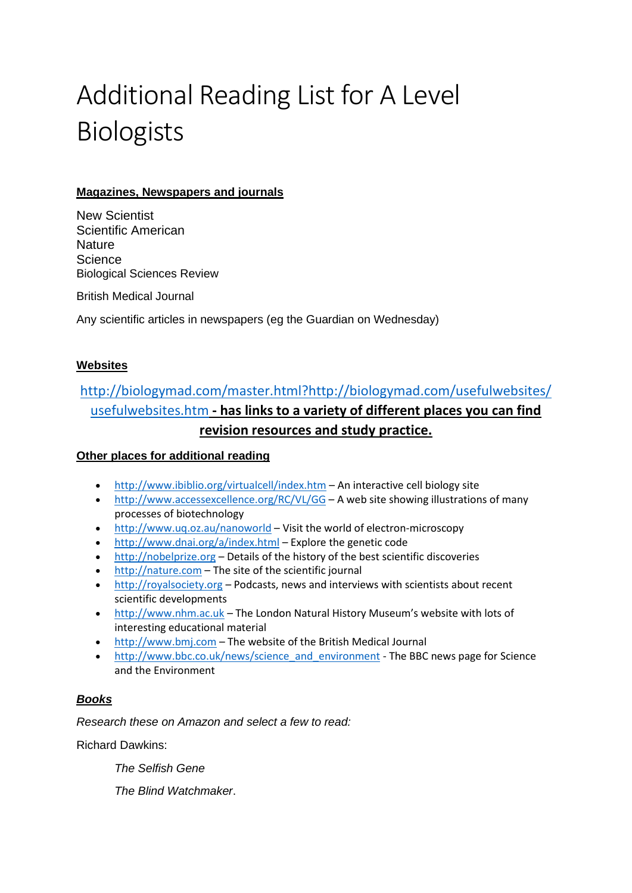# Additional Reading List for A Level Biologists

**Magazines, Newspapers and journals**

New Scientist
Scientific American
Nature
Science
Biological Sciences Review

British Medical Journal

Any scientific articles in newspapers (eg the Guardian on Wednesday)

**Websites**

http://biologymad.com/master.html?http://biologymad.com/usefulwebsites/usefulwebsites.htm **- has links to a variety of different places you can find revision resources and study practice.**

**Other places for additional reading**

- http://www.ibiblio.org/virtualcell/index.htm – An interactive cell biology site
- http://www.accessexcellence.org/RC/VL/GG – A web site showing illustrations of many processes of biotechnology
- http://www.uq.oz.au/nanoworld – Visit the world of electron-microscopy
- http://www.dnai.org/a/index.html – Explore the genetic code
- http://nobelprize.org – Details of the history of the best scientific discoveries
- http://nature.com – The site of the scientific journal
- http://royalsociety.org – Podcasts, news and interviews with scientists about recent scientific developments
- http://www.nhm.ac.uk – The London Natural History Museum's website with lots of interesting educational material
- http://www.bmj.com – The website of the British Medical Journal
- http://www.bbc.co.uk/news/science_and_environment - The BBC news page for Science and the Environment

***Books***

*Research these on Amazon and select a few to read:*

Richard Dawkins:

*The Selfish Gene*

*The Blind Watchmaker*.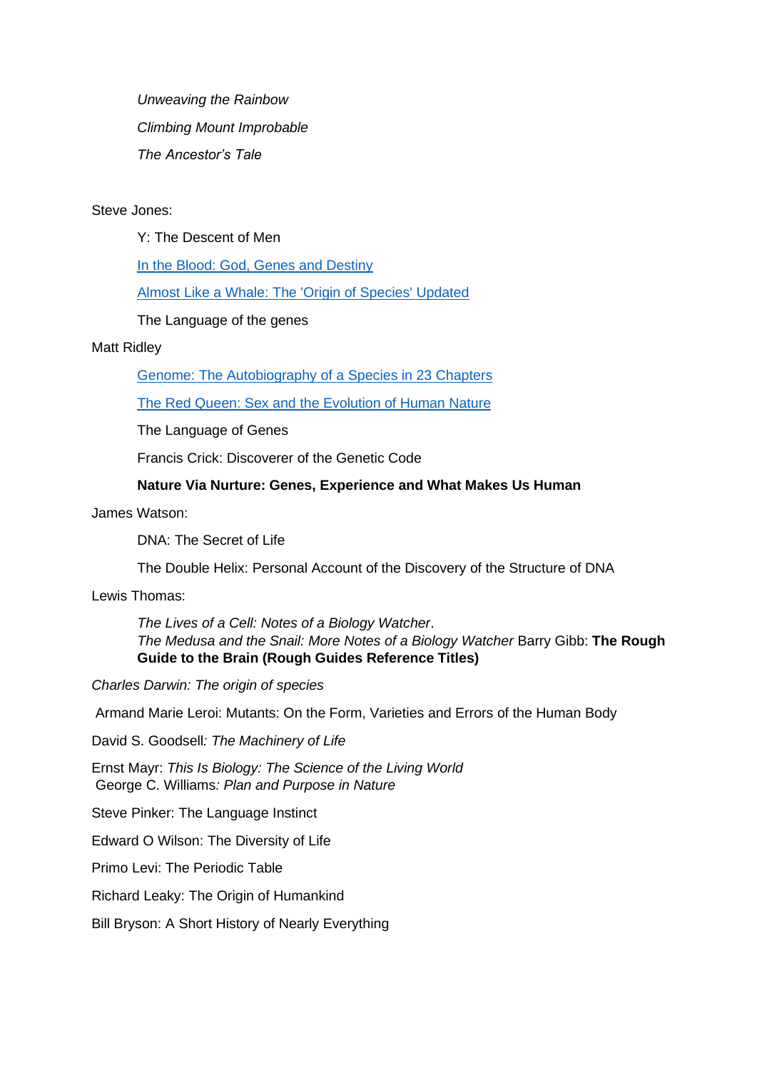*Unweaving the Rainbow*

*Climbing Mount Improbable*

*The Ancestor's Tale*

Steve Jones:

Y: The Descent of Men

In the Blood: God, Genes and Destiny

Almost Like a Whale: The 'Origin of Species' Updated

The Language of the genes

Matt Ridley

Genome: The Autobiography of a Species in 23 Chapters

The Red Queen: Sex and the Evolution of Human Nature

The Language of Genes

Francis Crick: Discoverer of the Genetic Code

**Nature Via Nurture: Genes, Experience and What Makes Us Human**

James Watson:

DNA: The Secret of Life

The Double Helix: Personal Account of the Discovery of the Structure of DNA

Lewis Thomas:

*The Lives of a Cell: Notes of a Biology Watcher*.
*The Medusa and the Snail: More Notes of a Biology Watcher* Barry Gibb: **The Rough Guide to the Brain (Rough Guides Reference Titles)**

*Charles Darwin: The origin of species*

Armand Marie Leroi: Mutants: On the Form, Varieties and Errors of the Human Body

David S. Goodsell*: The Machinery of Life*

Ernst Mayr: *This Is Biology: The Science of the Living World*
George C. Williams*: Plan and Purpose in Nature*

Steve Pinker: The Language Instinct

Edward O Wilson: The Diversity of Life

Primo Levi: The Periodic Table

Richard Leaky: The Origin of Humankind

Bill Bryson: A Short History of Nearly Everything